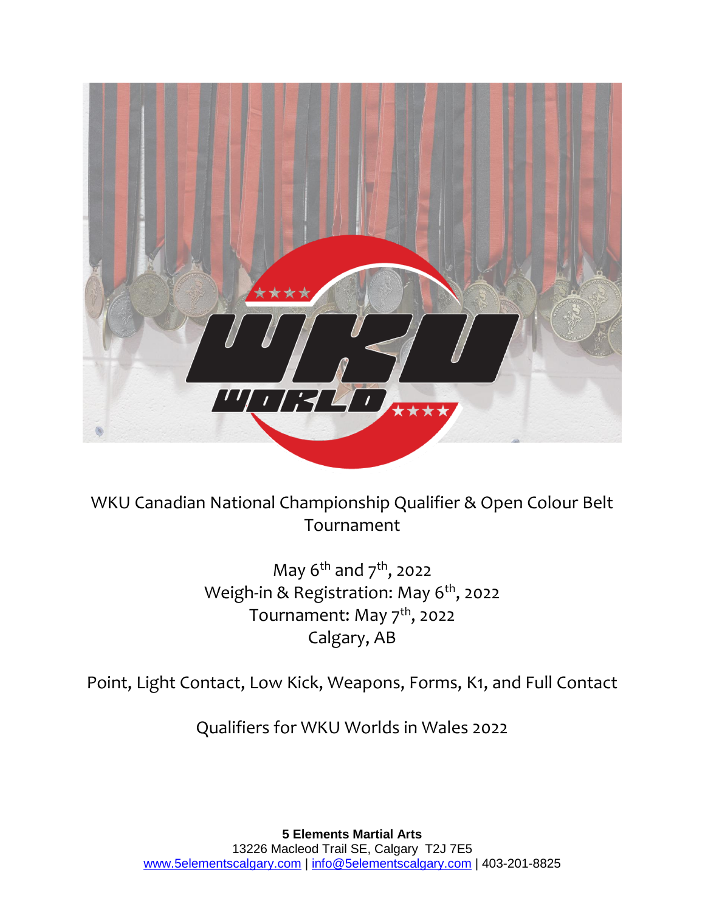WKU Canadian National Championship Qualifier & Open Colour Belt Tournament

May 6th and 7th, 2022
Weigh-in & Registration: May 6th, 2022
Tournament: May 7th, 2022
Calgary, AB

Point, Light Contact, Low Kick, Weapons, Forms, K1, and Full Contact

Qualifiers for WKU Worlds in Wales 2022

**5 Elements Martial Arts**
13226 Macleod Trail SE, Calgary T2J 7E5
www.5elementscalgary.com | info@5elementscalgary.com | 403-201-8825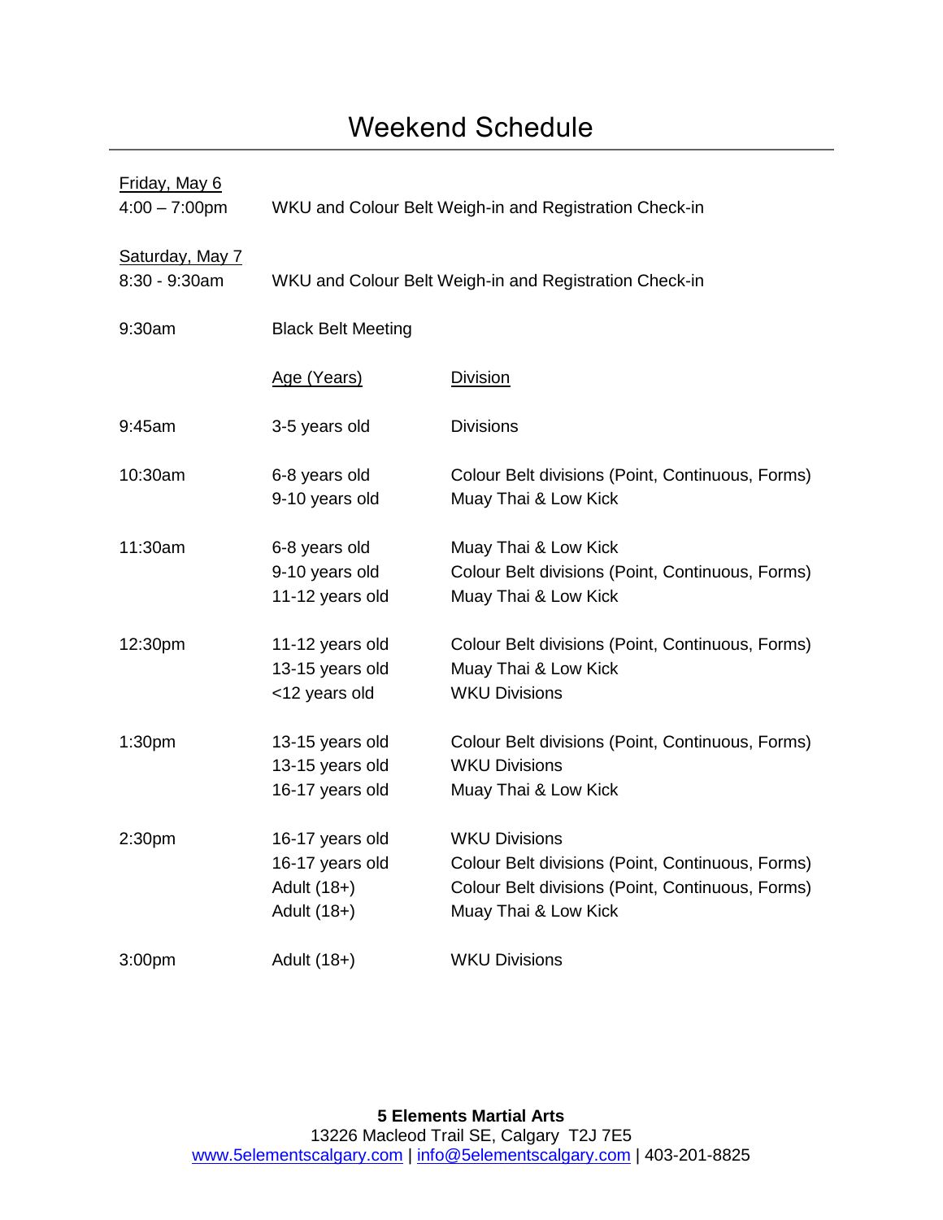# Weekend Schedule

**Friday, May 6**

| | | |
|---|---|---|
| 4:00 – 7:00pm | WKU and Colour Belt Weigh-in and Registration Check-in | |

**Saturday, May 7**

| Time | Age (Years) | Division |
|---|---|---|
| 8:30 - 9:30am | WKU and Colour Belt Weigh-in and Registration Check-in | |
| 9:30am | Black Belt Meeting | |
| 9:45am | 3-5 years old | Divisions |
| 10:30am | 6-8 years old | Colour Belt divisions (Point, Continuous, Forms) |
| | 9-10 years old | Muay Thai & Low Kick |
| 11:30am | 6-8 years old | Muay Thai & Low Kick |
| | 9-10 years old | Colour Belt divisions (Point, Continuous, Forms) |
| | 11-12 years old | Muay Thai & Low Kick |
| 12:30pm | 11-12 years old | Colour Belt divisions (Point, Continuous, Forms) |
| | 13-15 years old | Muay Thai & Low Kick |
| | <12 years old | WKU Divisions |
| 1:30pm | 13-15 years old | Colour Belt divisions (Point, Continuous, Forms) |
| | 13-15 years old | WKU Divisions |
| | 16-17 years old | Muay Thai & Low Kick |
| 2:30pm | 16-17 years old | WKU Divisions |
| | 16-17 years old | Colour Belt divisions (Point, Continuous, Forms) |
| | Adult (18+) | Colour Belt divisions (Point, Continuous, Forms) |
| | Adult (18+) | Muay Thai & Low Kick |
| 3:00pm | Adult (18+) | WKU Divisions |

**5 Elements Martial Arts**
13226 Macleod Trail SE, Calgary T2J 7E5
www.5elementscalgary.com | info@5elementscalgary.com | 403-201-8825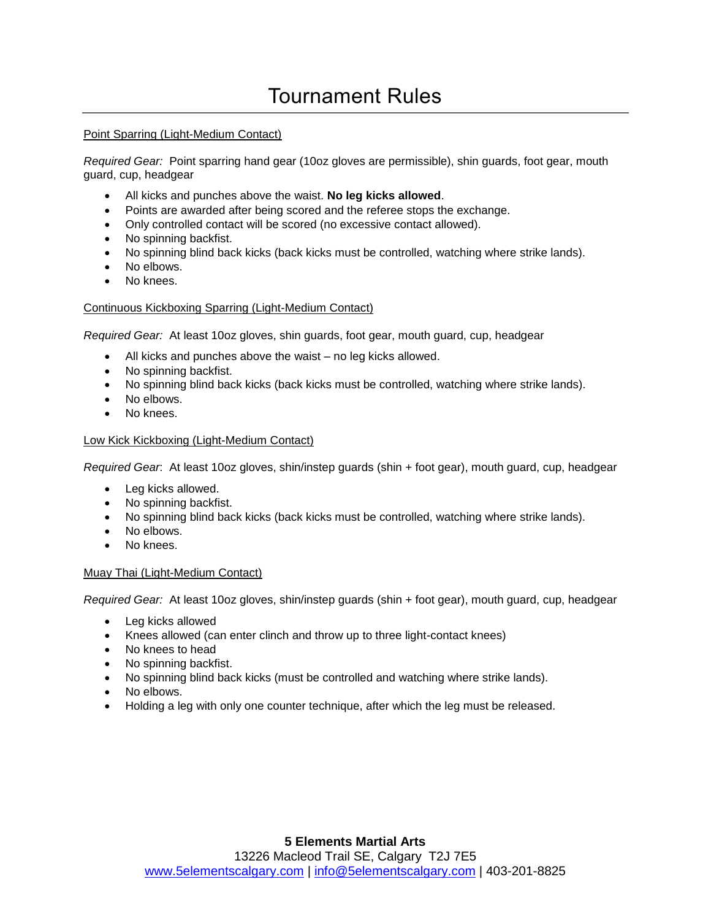# Tournament Rules

Point Sparring (Light-Medium Contact)

*Required Gear:* Point sparring hand gear (10oz gloves are permissible), shin guards, foot gear, mouth guard, cup, headgear

- All kicks and punches above the waist. **No leg kicks allowed**.
- Points are awarded after being scored and the referee stops the exchange.
- Only controlled contact will be scored (no excessive contact allowed).
- No spinning backfist.
- No spinning blind back kicks (back kicks must be controlled, watching where strike lands).
- No elbows.
- No knees.

Continuous Kickboxing Sparring (Light-Medium Contact)

*Required Gear:* At least 10oz gloves, shin guards, foot gear, mouth guard, cup, headgear

- All kicks and punches above the waist – no leg kicks allowed.
- No spinning backfist.
- No spinning blind back kicks (back kicks must be controlled, watching where strike lands).
- No elbows.
- No knees.

Low Kick Kickboxing (Light-Medium Contact)

*Required Gear*: At least 10oz gloves, shin/instep guards (shin + foot gear), mouth guard, cup, headgear

- Leg kicks allowed.
- No spinning backfist.
- No spinning blind back kicks (back kicks must be controlled, watching where strike lands).
- No elbows.
- No knees.

Muay Thai (Light-Medium Contact)

*Required Gear:* At least 10oz gloves, shin/instep guards (shin + foot gear), mouth guard, cup, headgear

- Leg kicks allowed
- Knees allowed (can enter clinch and throw up to three light-contact knees)
- No knees to head
- No spinning backfist.
- No spinning blind back kicks (must be controlled and watching where strike lands).
- No elbows.
- Holding a leg with only one counter technique, after which the leg must be released.

**5 Elements Martial Arts**
13226 Macleod Trail SE, Calgary T2J 7E5
www.5elementscalgary.com | info@5elementscalgary.com | 403-201-8825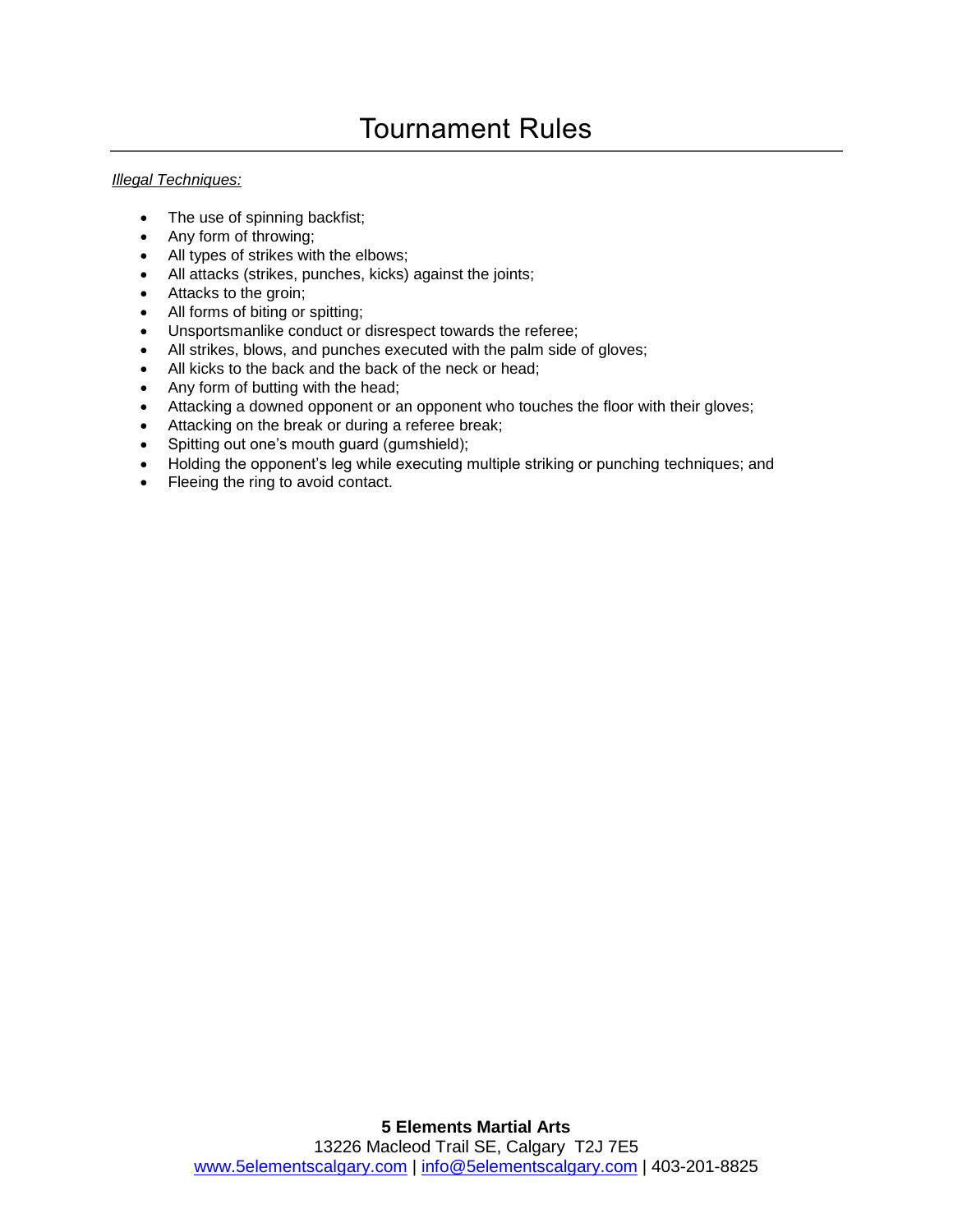# Tournament Rules

*Illegal Techniques:*

- The use of spinning backfist;
- Any form of throwing;
- All types of strikes with the elbows;
- All attacks (strikes, punches, kicks) against the joints;
- Attacks to the groin;
- All forms of biting or spitting;
- Unsportsmanlike conduct or disrespect towards the referee;
- All strikes, blows, and punches executed with the palm side of gloves;
- All kicks to the back and the back of the neck or head;
- Any form of butting with the head;
- Attacking a downed opponent or an opponent who touches the floor with their gloves;
- Attacking on the break or during a referee break;
- Spitting out one's mouth guard (gumshield);
- Holding the opponent's leg while executing multiple striking or punching techniques; and
- Fleeing the ring to avoid contact.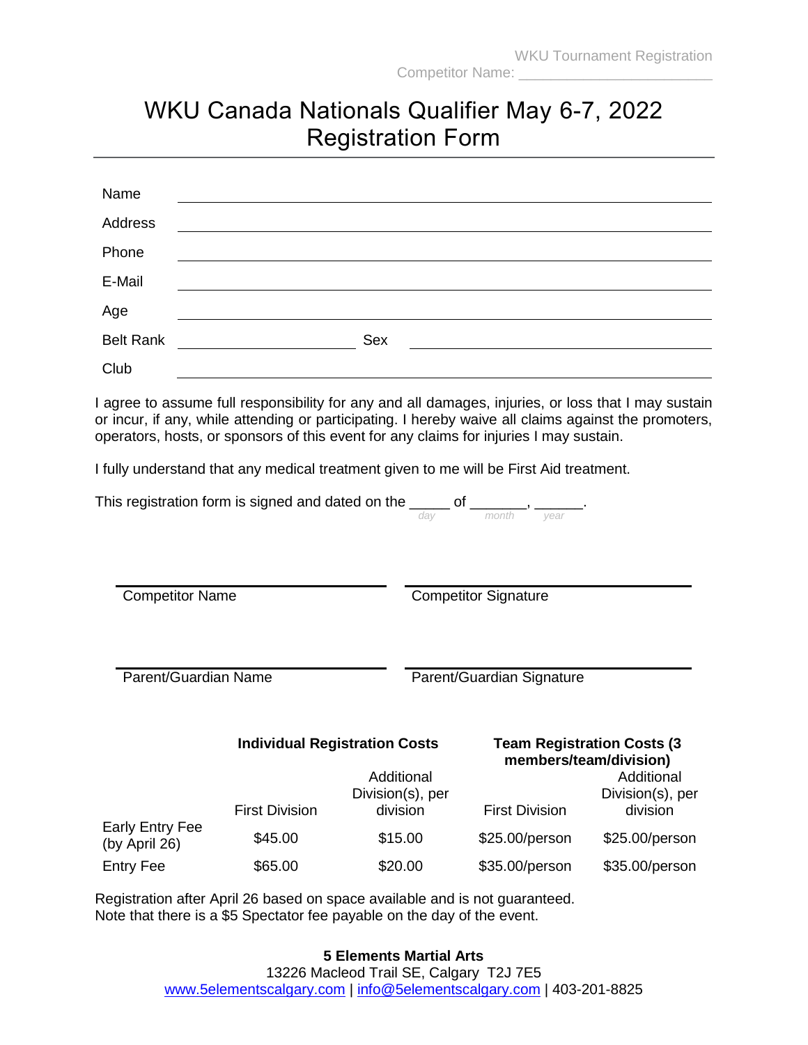# WKU Canada Nationals Qualifier May 6-7, 2022 Registration Form

Name ______________________________

Address ______________________________

Phone ______________________________

E-Mail ______________________________

Age ______________________________

Belt Rank ______________ Sex ______________

Club ______________________________

I agree to assume full responsibility for any and all damages, injuries, or loss that I may sustain or incur, if any, while attending or participating. I hereby waive all claims against the promoters, operators, hosts, or sponsors of this event for any claims for injuries I may sustain.

I fully understand that any medical treatment given to me will be First Aid treatment.

This registration form is signed and dated on the _____ of _______, ______.
*day* *month* *year*

______________________ Competitor Name

______________________ Competitor Signature

______________________ Parent/Guardian Name

______________________ Parent/Guardian Signature

| | **Individual Registration Costs** | | **Team Registration Costs (3 members/team/division)** | |
|---|---|---|---|---|
| | First Division | Additional Division(s), per division | First Division | Additional Division(s), per division |
| Early Entry Fee (by April 26) | $45.00 | $15.00 | $25.00/person | $25.00/person |
| Entry Fee | $65.00 | $20.00 | $35.00/person | $35.00/person |

Registration after April 26 based on space available and is not guaranteed.
Note that there is a $5 Spectator fee payable on the day of the event.

**5 Elements Martial Arts**
13226 Macleod Trail SE, Calgary T2J 7E5
www.5elementscalgary.com | info@5elementscalgary.com | 403-201-8825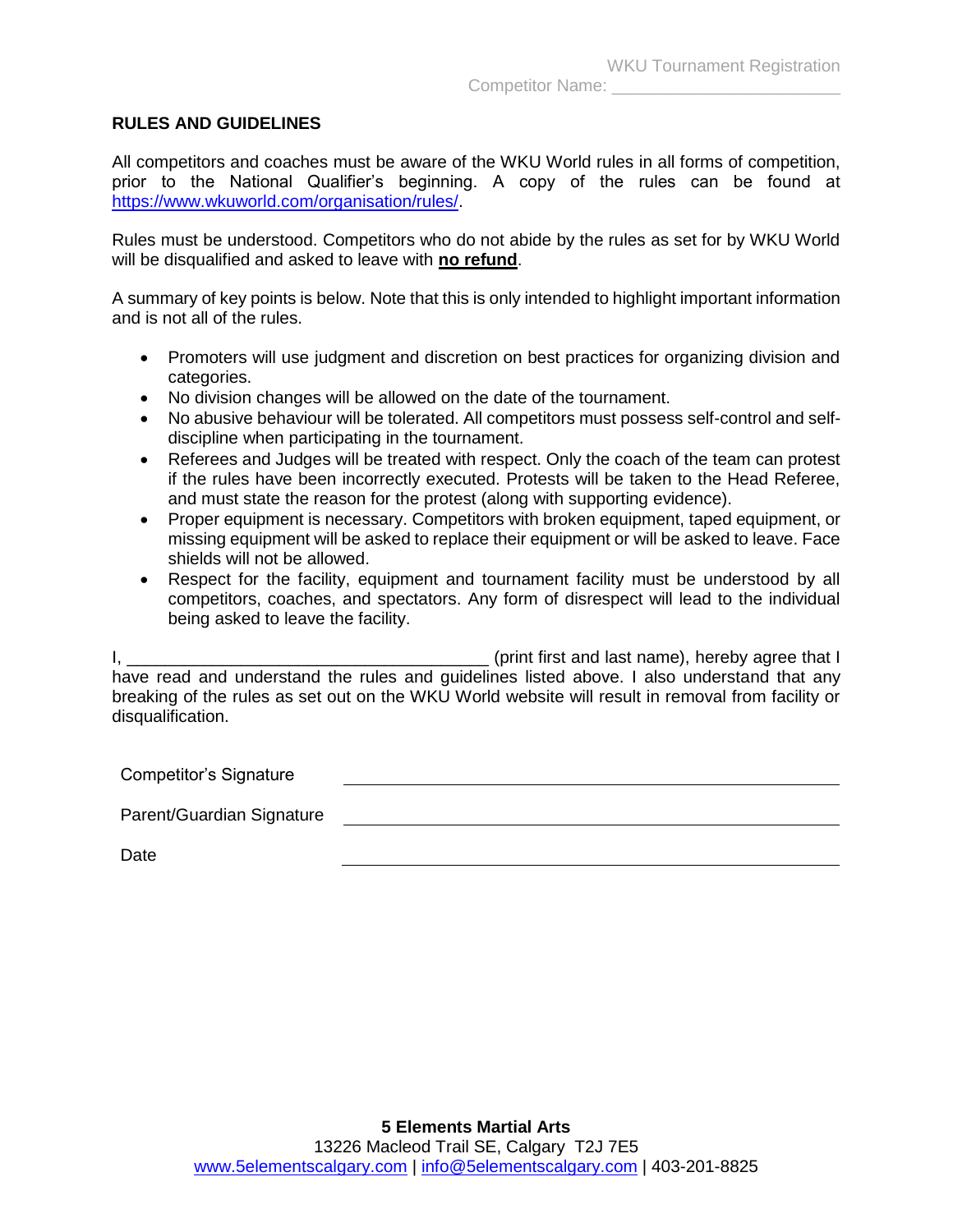## RULES AND GUIDELINES

All competitors and coaches must be aware of the WKU World rules in all forms of competition, prior to the National Qualifier's beginning. A copy of the rules can be found at https://www.wkuworld.com/organisation/rules/.

Rules must be understood. Competitors who do not abide by the rules as set for by WKU World will be disqualified and asked to leave with **no refund**.

A summary of key points is below. Note that this is only intended to highlight important information and is not all of the rules.

- Promoters will use judgment and discretion on best practices for organizing division and categories.
- No division changes will be allowed on the date of the tournament.
- No abusive behaviour will be tolerated. All competitors must possess self-control and self-discipline when participating in the tournament.
- Referees and Judges will be treated with respect. Only the coach of the team can protest if the rules have been incorrectly executed. Protests will be taken to the Head Referee, and must state the reason for the protest (along with supporting evidence).
- Proper equipment is necessary. Competitors with broken equipment, taped equipment, or missing equipment will be asked to replace their equipment or will be asked to leave. Face shields will not be allowed.
- Respect for the facility, equipment and tournament facility must be understood by all competitors, coaches, and spectators. Any form of disrespect will lead to the individual being asked to leave the facility.

I, ______________________________________ (print first and last name), hereby agree that I have read and understand the rules and guidelines listed above. I also understand that any breaking of the rules as set out on the WKU World website will result in removal from facility or disqualification.

Competitor's Signature ______________________________________

Parent/Guardian Signature ______________________________________

Date ______________________________________

**5 Elements Martial Arts**
13226 Macleod Trail SE, Calgary T2J 7E5
www.5elementscalgary.com | info@5elementscalgary.com | 403-201-8825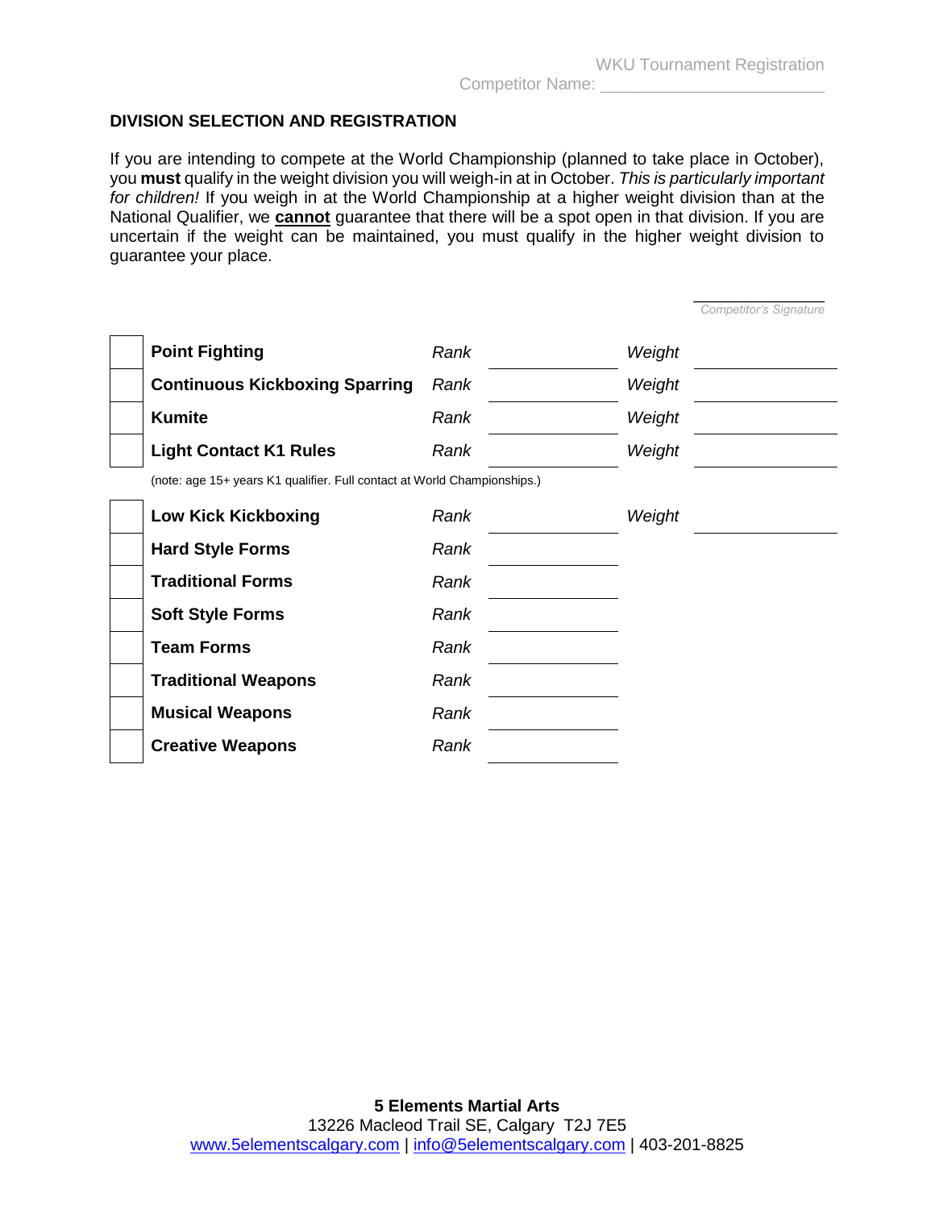WKU Tournament Registration

Competitor Name: ______________________

**DIVISION SELECTION AND REGISTRATION**

If you are intending to compete at the World Championship (planned to take place in October), you **must** qualify in the weight division you will weigh-in at in October. *This is particularly important for children!* If you weigh in at the World Championship at a higher weight division than at the National Qualifier, we **cannot** guarantee that there will be a spot open in that division. If you are uncertain if the weight can be maintained, you must qualify in the higher weight division to guarantee your place.

______________

*Competitor's Signature*

| | Division | | Rank | | Weight |
|---|---|---|---|---|---|
| ☐ | **Point Fighting** | *Rank* | ________ | *Weight* | ________ |
| ☐ | **Continuous Kickboxing Sparring** | *Rank* | ________ | *Weight* | ________ |
| ☐ | **Kumite** | *Rank* | ________ | *Weight* | ________ |
| ☐ | **Light Contact K1 Rules** | *Rank* | ________ | *Weight* | ________ |
| | (note: age 15+ years K1 qualifier. Full contact at World Championships.) | | | | |
| ☐ | **Low Kick Kickboxing** | *Rank* | ________ | *Weight* | ________ |
| ☐ | **Hard Style Forms** | *Rank* | ________ | | |
| ☐ | **Traditional Forms** | *Rank* | ________ | | |
| ☐ | **Soft Style Forms** | *Rank* | ________ | | |
| ☐ | **Team Forms** | *Rank* | ________ | | |
| ☐ | **Traditional Weapons** | *Rank* | ________ | | |
| ☐ | **Musical Weapons** | *Rank* | ________ | | |
| ☐ | **Creative Weapons** | *Rank* | ________ | | |

**5 Elements Martial Arts**
13226 Macleod Trail SE, Calgary T2J 7E5
www.5elementscalgary.com | info@5elementscalgary.com | 403-201-8825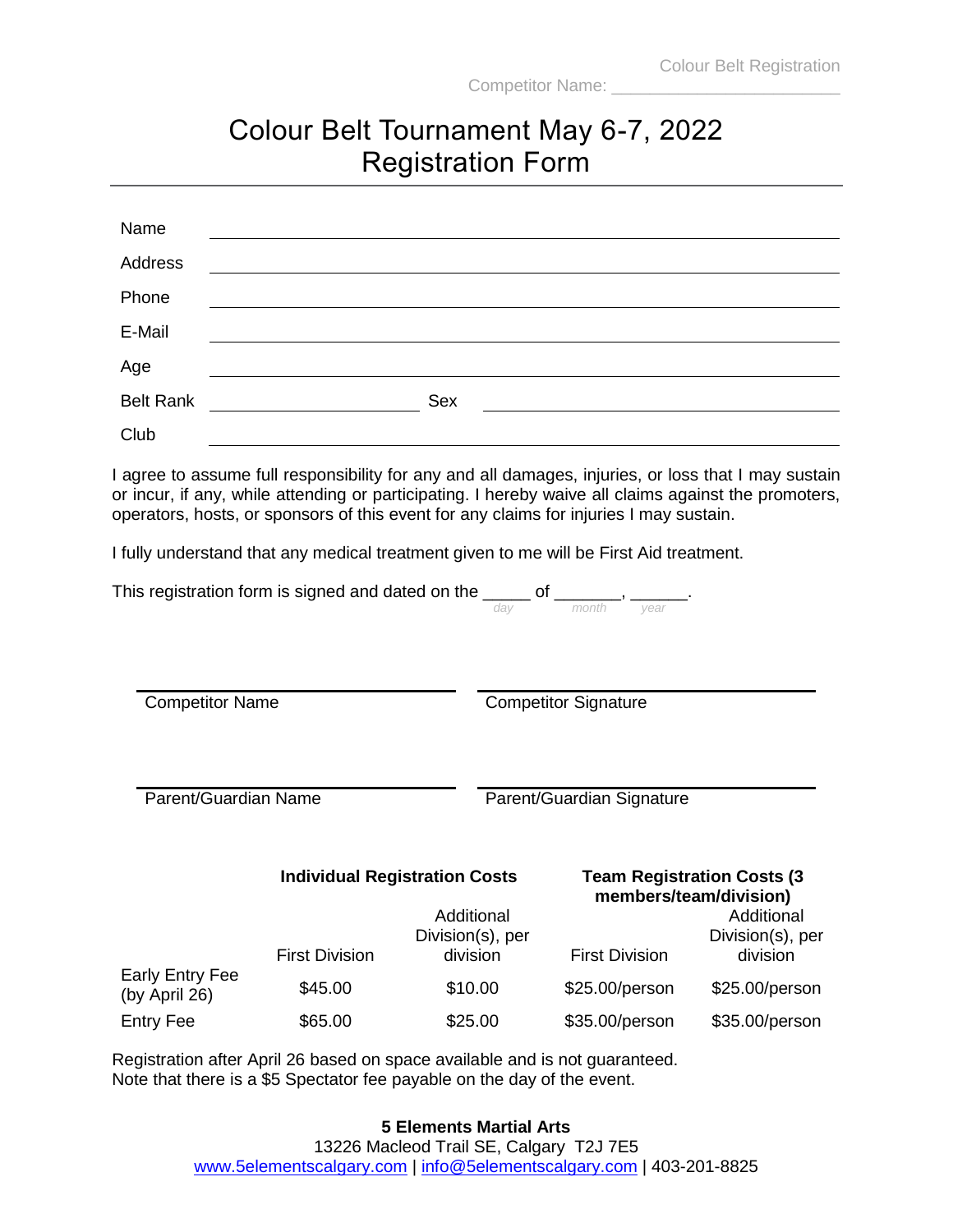Colour Belt Registration

Competitor Name: ________________________

# Colour Belt Tournament May 6-7, 2022
# Registration Form

Name ____________________________________________

Address ____________________________________________

Phone ____________________________________________

E-Mail ____________________________________________

Age ____________________________________________

Belt Rank ____________________ Sex ____________________

Club ____________________________________________

I agree to assume full responsibility for any and all damages, injuries, or loss that I may sustain or incur, if any, while attending or participating. I hereby waive all claims against the promoters, operators, hosts, or sponsors of this event for any claims for injuries I may sustain.

I fully understand that any medical treatment given to me will be First Aid treatment.

This registration form is signed and dated on the _____ of _______, ______.
*day* *month* *year*

| | |
|---|---|
| Competitor Name | Competitor Signature |
| Parent/Guardian Name | Parent/Guardian Signature |

| | **Individual Registration Costs** | | **Team Registration Costs (3 members/team/division)** | |
|---|---|---|---|---|
| | First Division | Additional Division(s), per division | First Division | Additional Division(s), per division |
| Early Entry Fee (by April 26) | $45.00 | $10.00 | $25.00/person | $25.00/person |
| Entry Fee | $65.00 | $25.00 | $35.00/person | $35.00/person |

Registration after April 26 based on space available and is not guaranteed.
Note that there is a $5 Spectator fee payable on the day of the event.

**5 Elements Martial Arts**
13226 Macleod Trail SE, Calgary T2J 7E5
www.5elementscalgary.com | info@5elementscalgary.com | 403-201-8825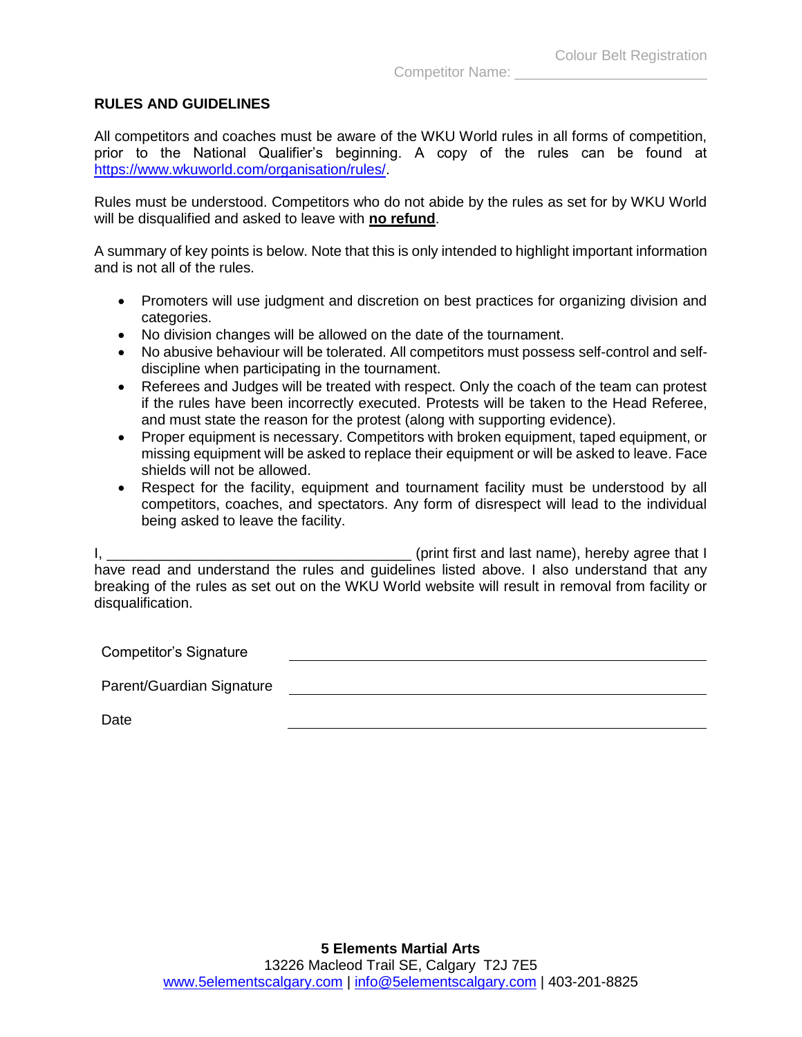Colour Belt Registration

Competitor Name: ________________________

## RULES AND GUIDELINES

All competitors and coaches must be aware of the WKU World rules in all forms of competition, prior to the National Qualifier's beginning. A copy of the rules can be found at https://www.wkuworld.com/organisation/rules/.

Rules must be understood. Competitors who do not abide by the rules as set for by WKU World will be disqualified and asked to leave with **no refund**.

A summary of key points is below. Note that this is only intended to highlight important information and is not all of the rules.

- Promoters will use judgment and discretion on best practices for organizing division and categories.
- No division changes will be allowed on the date of the tournament.
- No abusive behaviour will be tolerated. All competitors must possess self-control and self-discipline when participating in the tournament.
- Referees and Judges will be treated with respect. Only the coach of the team can protest if the rules have been incorrectly executed. Protests will be taken to the Head Referee, and must state the reason for the protest (along with supporting evidence).
- Proper equipment is necessary. Competitors with broken equipment, taped equipment, or missing equipment will be asked to replace their equipment or will be asked to leave. Face shields will not be allowed.
- Respect for the facility, equipment and tournament facility must be understood by all competitors, coaches, and spectators. Any form of disrespect will lead to the individual being asked to leave the facility.

I, ______________________________________ (print first and last name), hereby agree that I have read and understand the rules and guidelines listed above. I also understand that any breaking of the rules as set out on the WKU World website will result in removal from facility or disqualification.

Competitor's Signature ______________________________________

Parent/Guardian Signature ______________________________________

Date ______________________________________

**5 Elements Martial Arts**
13226 Macleod Trail SE, Calgary T2J 7E5
www.5elementscalgary.com | info@5elementscalgary.com | 403-201-8825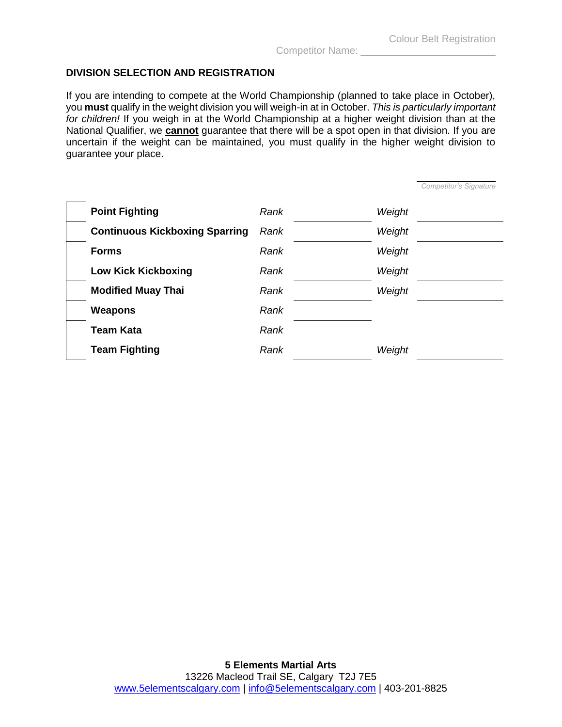Colour Belt Registration

Competitor Name: ______________________

## DIVISION SELECTION AND REGISTRATION

If you are intending to compete at the World Championship (planned to take place in October), you **must** qualify in the weight division you will weigh-in at in October. *This is particularly important for children!* If you weigh in at the World Championship at a higher weight division than at the National Qualifier, we **cannot** guarantee that there will be a spot open in that division. If you are uncertain if the weight can be maintained, you must qualify in the higher weight division to guarantee your place.

______________

*Competitor's Signature*

| | | | | | |
|---|---|---|---|---|---|
| ☐ | **Point Fighting** | *Rank* | ________ | *Weight* | ________ |
| ☐ | **Continuous Kickboxing Sparring** | *Rank* | ________ | *Weight* | ________ |
| ☐ | **Forms** | *Rank* | ________ | *Weight* | ________ |
| ☐ | **Low Kick Kickboxing** | *Rank* | ________ | *Weight* | ________ |
| ☐ | **Modified Muay Thai** | *Rank* | ________ | *Weight* | ________ |
| ☐ | **Weapons** | *Rank* | ________ | | |
| ☐ | **Team Kata** | *Rank* | ________ | | |
| ☐ | **Team Fighting** | *Rank* | ________ | *Weight* | ________ |

**5 Elements Martial Arts**
13226 Macleod Trail SE, Calgary T2J 7E5
www.5elementscalgary.com | info@5elementscalgary.com | 403-201-8825